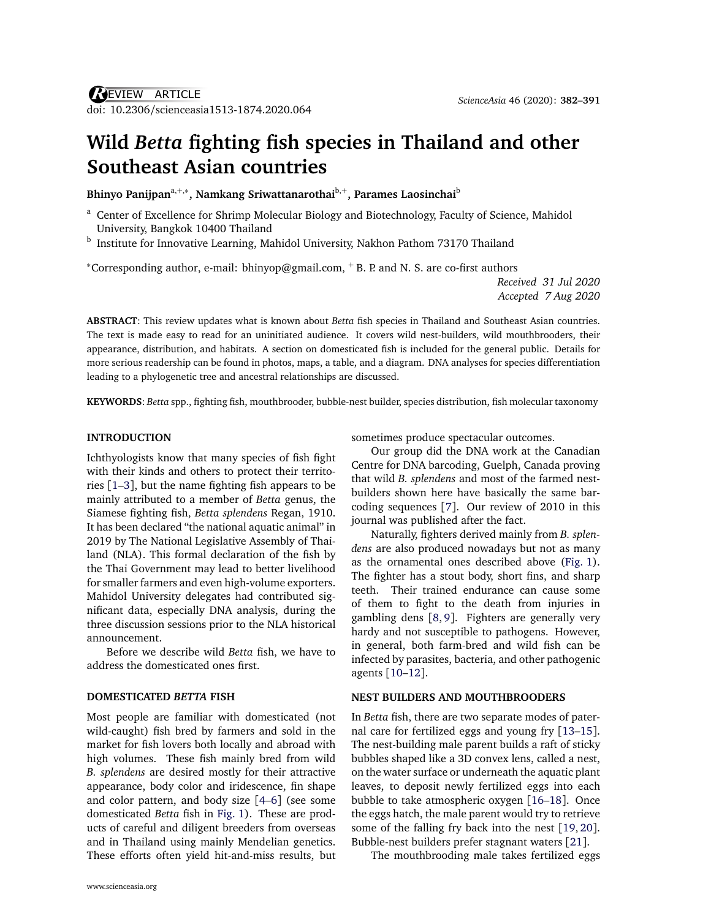REVIEW ARTICLE

doi: 10.2306/scienceasia1513-1874.2020.064

# Wild *Betta* fighting fish species in Thailand and other Southeast Asian countries

**Bhinyo Panijpan**[a,+,*], **Namkang Sriwattanarothai**[b,+], **Parames Laosinchai**[b]

[a] Center of Excellence for Shrimp Molecular Biology and Biotechnology, Faculty of Science, Mahidol University, Bangkok 10400 Thailand

[b] Institute for Innovative Learning, Mahidol University, Nakhon Pathom 73170 Thailand

[*]Corresponding author, e-mail: bhinyop@gmail.com, [+] B. P. and N. S. are co-first authors

*Received 31 Jul 2020*
*Accepted 7 Aug 2020*

**ABSTRACT**: This review updates what is known about *Betta* fish species in Thailand and Southeast Asian countries. The text is made easy to read for an uninitiated audience. It covers wild nest-builders, wild mouthbrooders, their appearance, distribution, and habitats. A section on domesticated fish is included for the general public. Details for more serious readership can be found in photos, maps, a table, and a diagram. DNA analyses for species differentiation leading to a phylogenetic tree and ancestral relationships are discussed.

**KEYWORDS**: *Betta* spp., fighting fish, mouthbrooder, bubble-nest builder, species distribution, fish molecular taxonomy

## INTRODUCTION

Ichthyologists know that many species of fish fight with their kinds and others to protect their territories [1–3], but the name fighting fish appears to be mainly attributed to a member of *Betta* genus, the Siamese fighting fish, *Betta splendens* Regan, 1910. It has been declared "the national aquatic animal" in 2019 by The National Legislative Assembly of Thailand (NLA). This formal declaration of the fish by the Thai Government may lead to better livelihood for smaller farmers and even high-volume exporters. Mahidol University delegates had contributed significant data, especially DNA analysis, during the three discussion sessions prior to the NLA historical announcement.

Before we describe wild *Betta* fish, we have to address the domesticated ones first.

## DOMESTICATED *BETTA* FISH

Most people are familiar with domesticated (not wild-caught) fish bred by farmers and sold in the market for fish lovers both locally and abroad with high volumes. These fish mainly bred from wild *B. splendens* are desired mostly for their attractive appearance, body color and iridescence, fin shape and color pattern, and body size [4–6] (see some domesticated *Betta* fish in Fig. 1). These are products of careful and diligent breeders from overseas and in Thailand using mainly Mendelian genetics. These efforts often yield hit-and-miss results, but sometimes produce spectacular outcomes.

Our group did the DNA work at the Canadian Centre for DNA barcoding, Guelph, Canada proving that wild *B. splendens* and most of the farmed nest-builders shown here have basically the same barcoding sequences [7]. Our review of 2010 in this journal was published after the fact.

Naturally, fighters derived mainly from *B. splendens* are also produced nowadays but not as many as the ornamental ones described above (Fig. 1). The fighter has a stout body, short fins, and sharp teeth. Their trained endurance can cause some of them to fight to the death from injuries in gambling dens [8, 9]. Fighters are generally very hardy and not susceptible to pathogens. However, in general, both farm-bred and wild fish can be infected by parasites, bacteria, and other pathogenic agents [10–12].

## NEST BUILDERS AND MOUTHBROODERS

In *Betta* fish, there are two separate modes of paternal care for fertilized eggs and young fry [13–15]. The nest-building male parent builds a raft of sticky bubbles shaped like a 3D convex lens, called a nest, on the water surface or underneath the aquatic plant leaves, to deposit newly fertilized eggs into each bubble to take atmospheric oxygen [16–18]. Once the eggs hatch, the male parent would try to retrieve some of the falling fry back into the nest [19, 20]. Bubble-nest builders prefer stagnant waters [21].

The mouthbrooding male takes fertilized eggs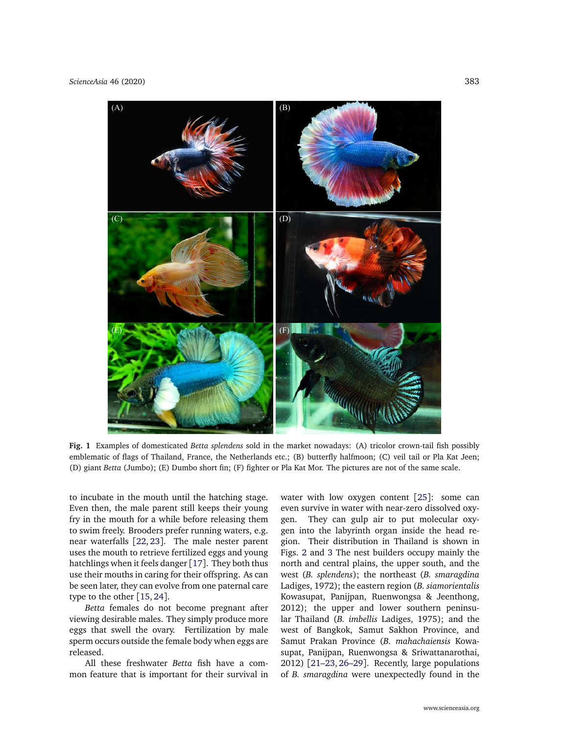**Fig. 1** Examples of domesticated *Betta splendens* sold in the market nowadays: (A) tricolor crown-tail fish possibly emblematic of flags of Thailand, France, the Netherlands etc.; (B) butterfly halfmoon; (C) veil tail or Pla Kat Jeen; (D) giant *Betta* (Jumbo); (E) Dumbo short fin; (F) fighter or Pla Kat Mor. The pictures are not of the same scale.

to incubate in the mouth until the hatching stage. Even then, the male parent still keeps their young fry in the mouth for a while before releasing them to swim freely. Brooders prefer running waters, e.g. near waterfalls [22, 23]. The male nester parent uses the mouth to retrieve fertilized eggs and young hatchlings when it feels danger [17]. They both thus use their mouths in caring for their offspring. As can be seen later, they can evolve from one paternal care type to the other [15, 24].

*Betta* females do not become pregnant after viewing desirable males. They simply produce more eggs that swell the ovary. Fertilization by male sperm occurs outside the female body when eggs are released.

All these freshwater *Betta* fish have a common feature that is important for their survival in water with low oxygen content [25]: some can even survive in water with near-zero dissolved oxygen. They can gulp air to put molecular oxygen into the labyrinth organ inside the head region. Their distribution in Thailand is shown in Figs. 2 and 3 The nest builders occupy mainly the north and central plains, the upper south, and the west (*B. splendens*); the northeast (*B. smaragdina* Ladiges, 1972); the eastern region (*B. siamorientalis* Kowasupat, Panijpan, Ruenwongsa & Jeenthong, 2012); the upper and lower southern peninsular Thailand (*B. imbellis* Ladiges, 1975); and the west of Bangkok, Samut Sakhon Province, and Samut Prakan Province (*B. mahachaiensis* Kowasupat, Panijpan, Ruenwongsa & Sriwattanarothai, 2012) [21–23, 26–29]. Recently, large populations of *B. smaragdina* were unexpectedly found in the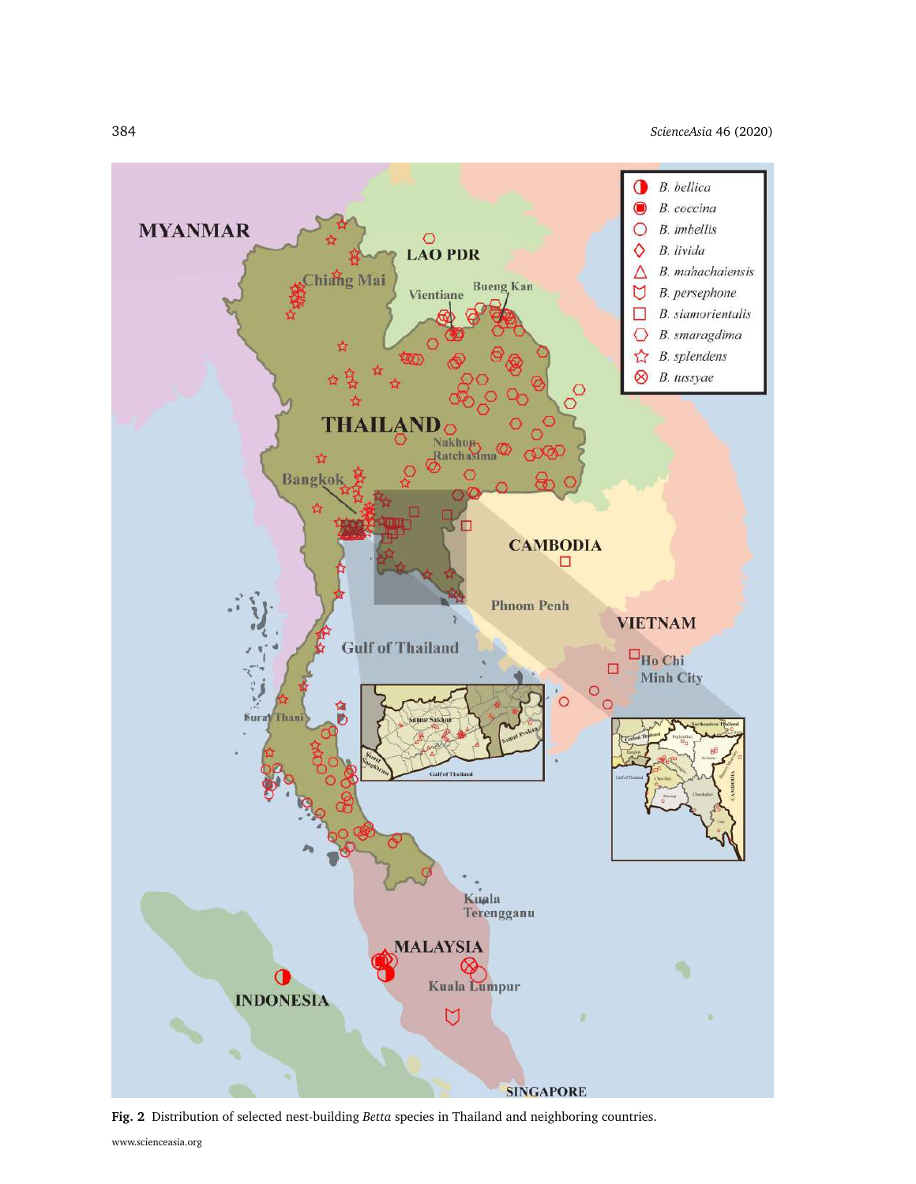**Fig. 2** Distribution of selected nest-building *Betta* species in Thailand and neighboring countries.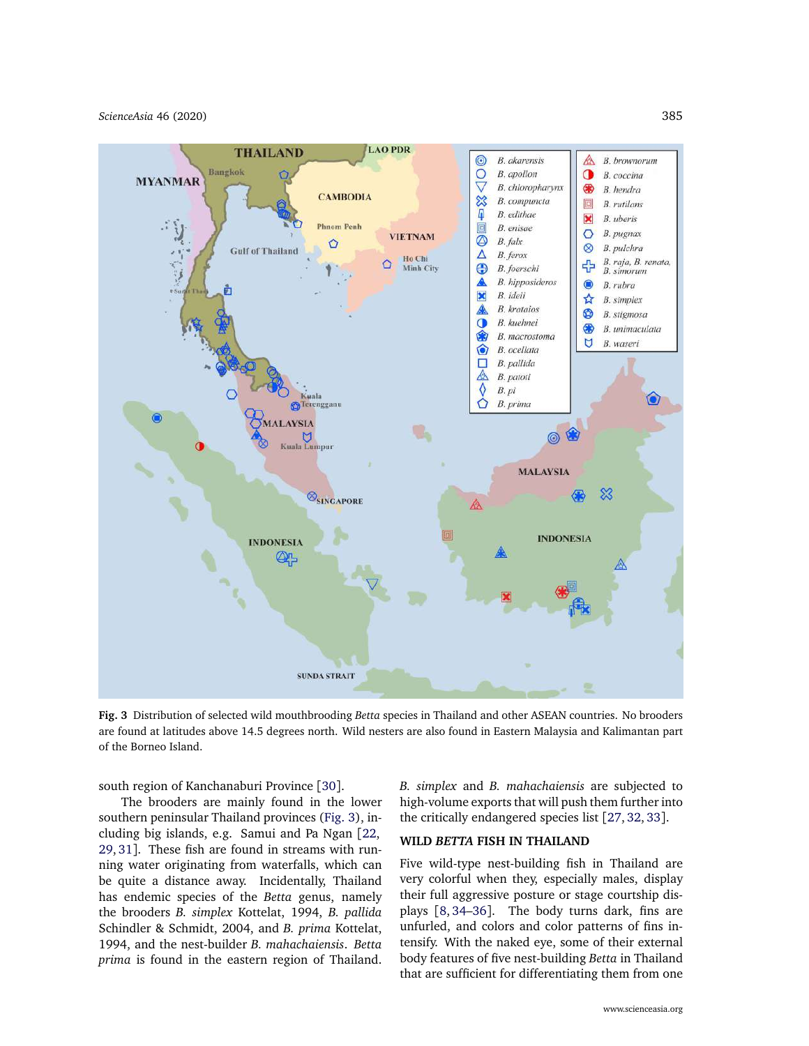**Fig. 3** Distribution of selected wild mouthbrooding *Betta* species in Thailand and other ASEAN countries. No brooders are found at latitudes above 14.5 degrees north. Wild nesters are also found in Eastern Malaysia and Kalimantan part of the Borneo Island.

south region of Kanchanaburi Province [30].

The brooders are mainly found in the lower southern peninsular Thailand provinces (Fig. 3), including big islands, e.g. Samui and Pa Ngan [22, 29, 31]. These fish are found in streams with running water originating from waterfalls, which can be quite a distance away. Incidentally, Thailand has endemic species of the *Betta* genus, namely the brooders *B. simplex* Kottelat, 1994, *B. pallida* Schindler & Schmidt, 2004, and *B. prima* Kottelat, 1994, and the nest-builder *B. mahachaiensis*. *Betta prima* is found in the eastern region of Thailand. *B. simplex* and *B. mahachaiensis* are subjected to high-volume exports that will push them further into the critically endangered species list [27, 32, 33].

## WILD *BETTA* FISH IN THAILAND

Five wild-type nest-building fish in Thailand are very colorful when they, especially males, display their full aggressive posture or stage courtship displays [8, 34–36]. The body turns dark, fins are unfurled, and colors and color patterns of fins intensify. With the naked eye, some of their external body features of five nest-building *Betta* in Thailand that are sufficient for differentiating them from one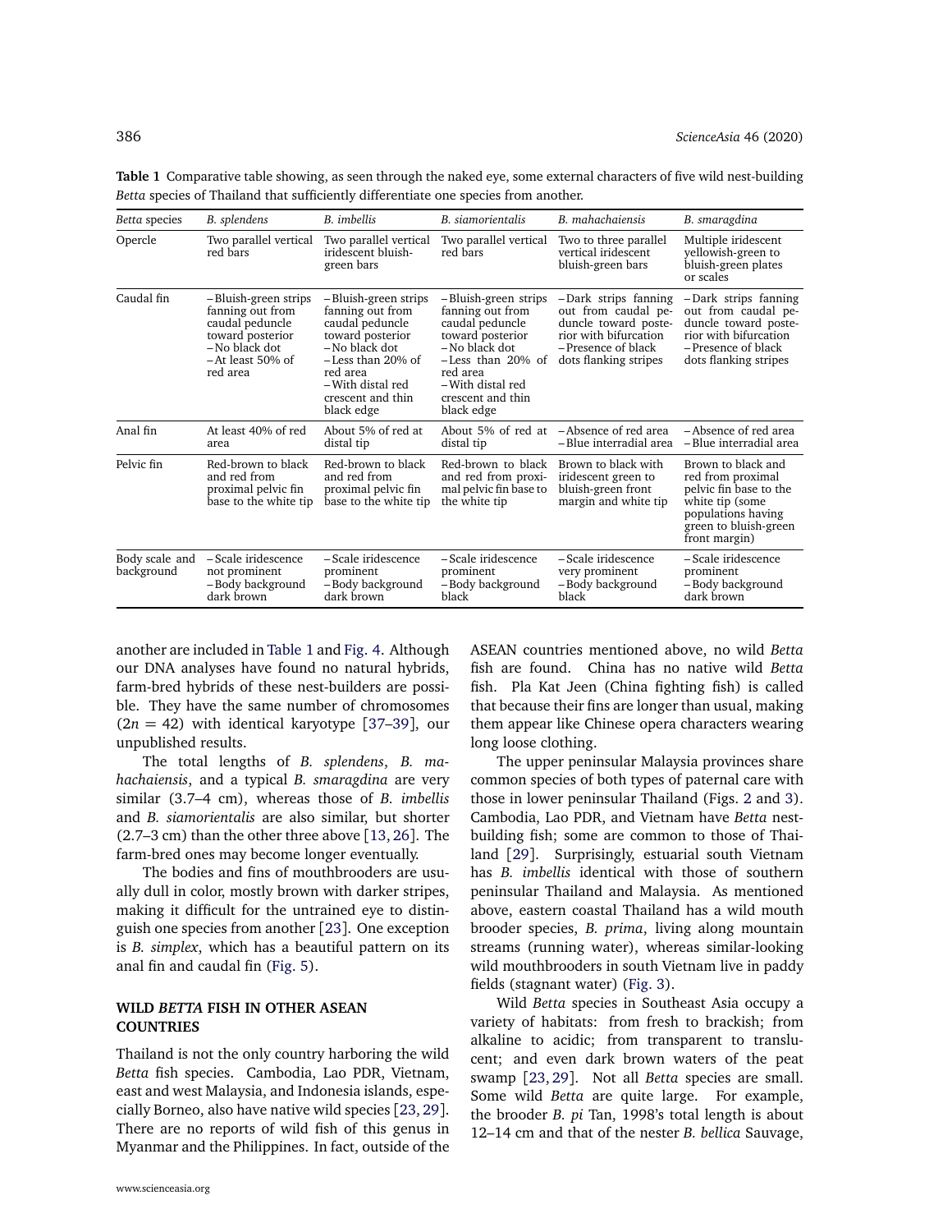**Table 1** Comparative table showing, as seen through the naked eye, some external characters of five wild nest-building *Betta* species of Thailand that sufficiently differentiate one species from another.

| *Betta* species | *B. splendens* | *B. imbellis* | *B. siamorientalis* | *B. mahachaiensis* | *B. smaragdina* |
|---|---|---|---|---|---|
| Opercle | Two parallel vertical red bars | Two parallel vertical iridescent bluish-green bars | Two parallel vertical red bars | Two to three parallel vertical iridescent bluish-green bars | Multiple iridescent yellowish-green to bluish-green plates or scales |
| Caudal fin | – Bluish-green strips fanning out from caudal peduncle toward posterior<br>– No black dot<br>– At least 50% of red area | – Bluish-green strips fanning out from caudal peduncle toward posterior<br>– No black dot<br>– Less than 20% of red area<br>– With distal red crescent and thin black edge | – Bluish-green strips fanning out from caudal peduncle toward posterior<br>– No black dot<br>– Less than 20% of red area<br>– With distal red crescent and thin black edge | – Dark strips fanning out from caudal peduncle toward posterior with bifurcation<br>– Presence of black dots flanking stripes | – Dark strips fanning out from caudal peduncle toward posterior with bifurcation<br>– Presence of black dots flanking stripes |
| Anal fin | At least 40% of red area | About 5% of red at distal tip | About 5% of red at distal tip | – Absence of red area<br>– Blue interradial area | – Absence of red area<br>– Blue interradial area |
| Pelvic fin | Red-brown to black and red from proximal pelvic fin base to the white tip | Red-brown to black and red from proximal pelvic fin base to the white tip | Red-brown to black and red from proximal pelvic fin base to the white tip | Brown to black with iridescent green to bluish-green front margin and white tip | Brown to black and red from proximal pelvic fin base to the white tip (some populations having green to bluish-green front margin) |
| Body scale and background | – Scale iridescence not prominent<br>– Body background dark brown | – Scale iridescence prominent<br>– Body background dark brown | – Scale iridescence prominent<br>– Body background black | – Scale iridescence very prominent<br>– Body background black | – Scale iridescence prominent<br>– Body background dark brown |

another are included in Table 1 and Fig. 4. Although our DNA analyses have found no natural hybrids, farm-bred hybrids of these nest-builders are possible. They have the same number of chromosomes ($2n = 42$) with identical karyotype [37–39], our unpublished results.

The total lengths of *B. splendens*, *B. mahachaiensis*, and a typical *B. smaragdina* are very similar (3.7–4 cm), whereas those of *B. imbellis* and *B. siamorientalis* are also similar, but shorter (2.7–3 cm) than the other three above [13, 26]. The farm-bred ones may become longer eventually.

The bodies and fins of mouthbrooders are usually dull in color, mostly brown with darker stripes, making it difficult for the untrained eye to distinguish one species from another [23]. One exception is *B. simplex*, which has a beautiful pattern on its anal fin and caudal fin (Fig. 5).

## WILD *BETTA* FISH IN OTHER ASEAN COUNTRIES

Thailand is not the only country harboring the wild *Betta* fish species. Cambodia, Lao PDR, Vietnam, east and west Malaysia, and Indonesia islands, especially Borneo, also have native wild species [23, 29]. There are no reports of wild fish of this genus in Myanmar and the Philippines. In fact, outside of the ASEAN countries mentioned above, no wild *Betta* fish are found. China has no native wild *Betta* fish. Pla Kat Jeen (China fighting fish) is called that because their fins are longer than usual, making them appear like Chinese opera characters wearing long loose clothing.

The upper peninsular Malaysia provinces share common species of both types of paternal care with those in lower peninsular Thailand (Figs. 2 and 3). Cambodia, Lao PDR, and Vietnam have *Betta* nest-building fish; some are common to those of Thailand [29]. Surprisingly, estuarial south Vietnam has *B. imbellis* identical with those of southern peninsular Thailand and Malaysia. As mentioned above, eastern coastal Thailand has a wild mouth brooder species, *B. prima*, living along mountain streams (running water), whereas similar-looking wild mouthbrooders in south Vietnam live in paddy fields (stagnant water) (Fig. 3).

Wild *Betta* species in Southeast Asia occupy a variety of habitats: from fresh to brackish; from alkaline to acidic; from transparent to translucent; and even dark brown waters of the peat swamp [23, 29]. Not all *Betta* species are small. Some wild *Betta* are quite large. For example, the brooder *B. pi* Tan, 1998's total length is about 12–14 cm and that of the nester *B. bellica* Sauvage,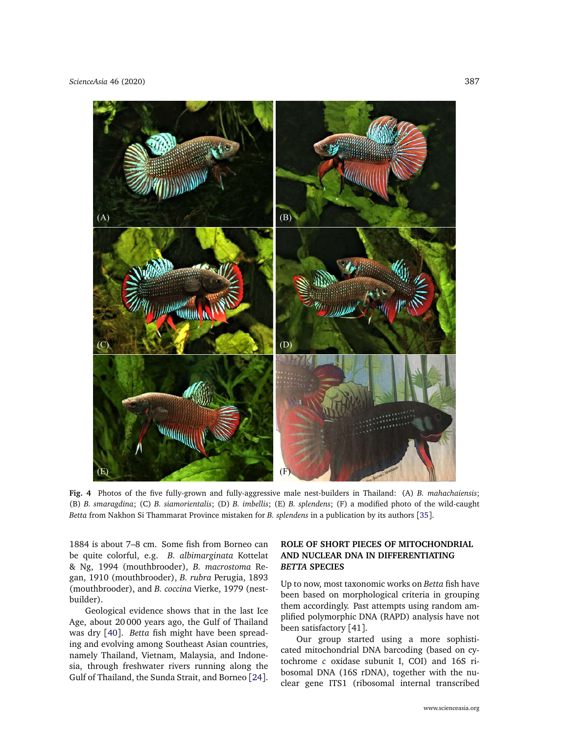**Fig. 4** Photos of the five fully-grown and fully-aggressive male nest-builders in Thailand: (A) *B. mahachaiensis*; (B) *B. smaragdina*; (C) *B. siamorientalis*; (D) *B. imbellis*; (E) *B. splendens*; (F) a modified photo of the wild-caught *Betta* from Nakhon Si Thammarat Province mistaken for *B. splendens* in a publication by its authors [35].

1884 is about 7–8 cm. Some fish from Borneo can be quite colorful, e.g. *B. albimarginata* Kottelat & Ng, 1994 (mouthbrooder), *B. macrostoma* Regan, 1910 (mouthbrooder), *B. rubra* Perugia, 1893 (mouthbrooder), and *B. coccina* Vierke, 1979 (nest-builder).

Geological evidence shows that in the last Ice Age, about 20 000 years ago, the Gulf of Thailand was dry [40]. *Betta* fish might have been spreading and evolving among Southeast Asian countries, namely Thailand, Vietnam, Malaysia, and Indonesia, through freshwater rivers running along the Gulf of Thailand, the Sunda Strait, and Borneo [24].

## ROLE OF SHORT PIECES OF MITOCHONDRIAL AND NUCLEAR DNA IN DIFFERENTIATING *BETTA* SPECIES

Up to now, most taxonomic works on *Betta* fish have been based on morphological criteria in grouping them accordingly. Past attempts using random amplified polymorphic DNA (RAPD) analysis have not been satisfactory [41].

Our group started using a more sophisticated mitochondrial DNA barcoding (based on cytochrome *c* oxidase subunit I, COI) and 16S ribosomal DNA (16S rDNA), together with the nuclear gene ITS1 (ribosomal internal transcribed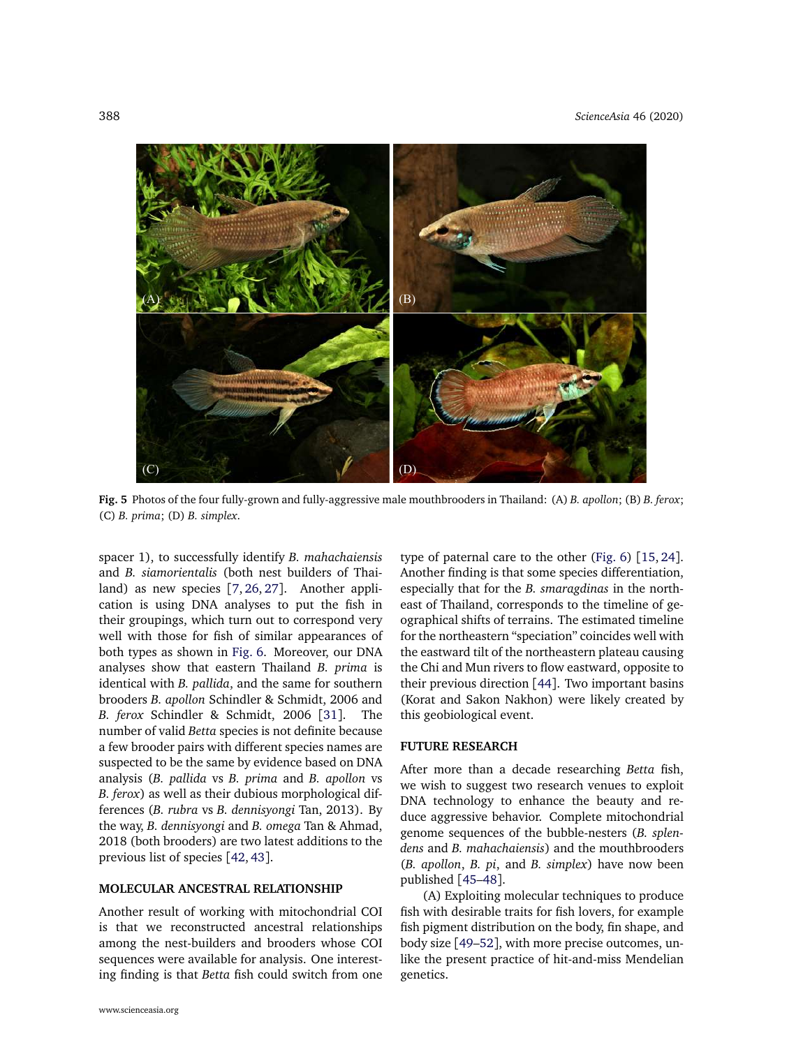**Fig. 5** Photos of the four fully-grown and fully-aggressive male mouthbrooders in Thailand: (A) *B. apollon*; (B) *B. ferox*; (C) *B. prima*; (D) *B. simplex*.

spacer 1), to successfully identify *B. mahachaiensis* and *B. siamorientalis* (both nest builders of Thailand) as new species [7, 26, 27]. Another application is using DNA analyses to put the fish in their groupings, which turn out to correspond very well with those for fish of similar appearances of both types as shown in Fig. 6. Moreover, our DNA analyses show that eastern Thailand *B. prima* is identical with *B. pallida*, and the same for southern brooders *B. apollon* Schindler & Schmidt, 2006 and *B. ferox* Schindler & Schmidt, 2006 [31]. The number of valid *Betta* species is not definite because a few brooder pairs with different species names are suspected to be the same by evidence based on DNA analysis (*B. pallida* vs *B. prima* and *B. apollon* vs *B. ferox*) as well as their dubious morphological differences (*B. rubra* vs *B. dennisyongi* Tan, 2013). By the way, *B. dennisyongi* and *B. omega* Tan & Ahmad, 2018 (both brooders) are two latest additions to the previous list of species [42, 43].

## MOLECULAR ANCESTRAL RELATIONSHIP

Another result of working with mitochondrial COI is that we reconstructed ancestral relationships among the nest-builders and brooders whose COI sequences were available for analysis. One interesting finding is that *Betta* fish could switch from one type of paternal care to the other (Fig. 6) [15, 24]. Another finding is that some species differentiation, especially that for the *B. smaragdinas* in the northeast of Thailand, corresponds to the timeline of geographical shifts of terrains. The estimated timeline for the northeastern "speciation" coincides well with the eastward tilt of the northeastern plateau causing the Chi and Mun rivers to flow eastward, opposite to their previous direction [44]. Two important basins (Korat and Sakon Nakhon) were likely created by this geobiological event.

## FUTURE RESEARCH

After more than a decade researching *Betta* fish, we wish to suggest two research venues to exploit DNA technology to enhance the beauty and reduce aggressive behavior. Complete mitochondrial genome sequences of the bubble-nesters (*B. splendens* and *B. mahachaiensis*) and the mouthbrooders (*B. apollon*, *B. pi*, and *B. simplex*) have now been published [45–48].

(A) Exploiting molecular techniques to produce fish with desirable traits for fish lovers, for example fish pigment distribution on the body, fin shape, and body size [49–52], with more precise outcomes, unlike the present practice of hit-and-miss Mendelian genetics.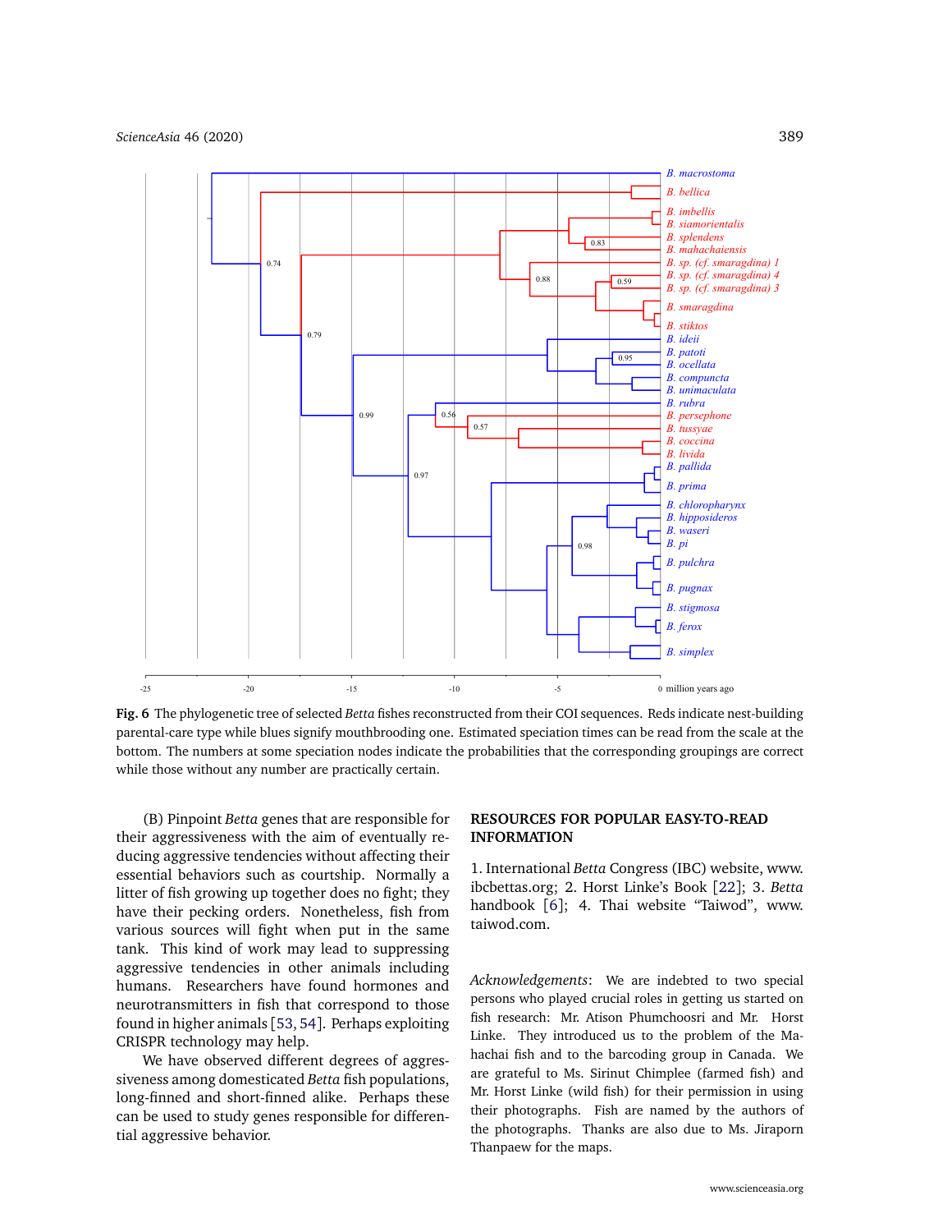**Fig. 6** The phylogenetic tree of selected *Betta* fishes reconstructed from their COI sequences. Reds indicate nest-building parental-care type while blues signify mouthbrooding one. Estimated speciation times can be read from the scale at the bottom. The numbers at some speciation nodes indicate the probabilities that the corresponding groupings are correct while those without any number are practically certain.

(B) Pinpoint *Betta* genes that are responsible for their aggressiveness with the aim of eventually reducing aggressive tendencies without affecting their essential behaviors such as courtship. Normally a litter of fish growing up together does no fight; they have their pecking orders. Nonetheless, fish from various sources will fight when put in the same tank. This kind of work may lead to suppressing aggressive tendencies in other animals including humans. Researchers have found hormones and neurotransmitters in fish that correspond to those found in higher animals [53, 54]. Perhaps exploiting CRISPR technology may help.

We have observed different degrees of aggressiveness among domesticated *Betta* fish populations, long-finned and short-finned alike. Perhaps these can be used to study genes responsible for differential aggressive behavior.

## RESOURCES FOR POPULAR EASY-TO-READ INFORMATION

1. International *Betta* Congress (IBC) website, www.ibcbettas.org; 2. Horst Linke's Book [22]; 3. *Betta* handbook [6]; 4. Thai website "Taiwod", www.taiwod.com.

*Acknowledgements*: We are indebted to two special persons who played crucial roles in getting us started on fish research: Mr. Atison Phumchoosri and Mr. Horst Linke. They introduced us to the problem of the Mahachai fish and to the barcoding group in Canada. We are grateful to Ms. Sirinut Chimplee (farmed fish) and Mr. Horst Linke (wild fish) for their permission in using their photographs. Fish are named by the authors of the photographs. Thanks are also due to Ms. Jiraporn Thanpaew for the maps.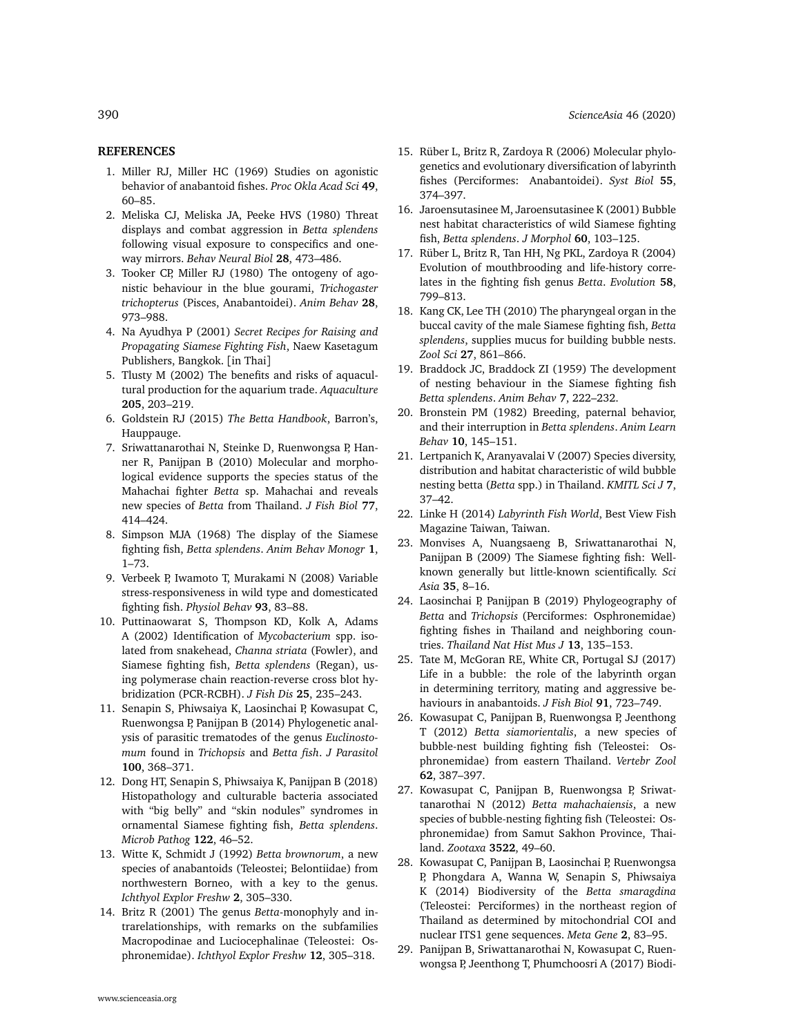## REFERENCES

1. Miller RJ, Miller HC (1969) Studies on agonistic behavior of anabantoid fishes. *Proc Okla Acad Sci* **49**, 60–85.
2. Meliska CJ, Meliska JA, Peeke HVS (1980) Threat displays and combat aggression in *Betta splendens* following visual exposure to conspecifics and one-way mirrors. *Behav Neural Biol* **28**, 473–486.
3. Tooker CP, Miller RJ (1980) The ontogeny of agonistic behaviour in the blue gourami, *Trichogaster trichopterus* (Pisces, Anabantoidei). *Anim Behav* **28**, 973–988.
4. Na Ayudhya P (2001) *Secret Recipes for Raising and Propagating Siamese Fighting Fish*, Naew Kasetagum Publishers, Bangkok. [in Thai]
5. Tlusty M (2002) The benefits and risks of aquacultural production for the aquarium trade. *Aquaculture* **205**, 203–219.
6. Goldstein RJ (2015) *The Betta Handbook*, Barron's, Hauppauge.
7. Sriwattanarothai N, Steinke D, Ruenwongsa P, Hanner R, Panijpan B (2010) Molecular and morphological evidence supports the species status of the Mahachai fighter *Betta* sp. Mahachai and reveals new species of *Betta* from Thailand. *J Fish Biol* **77**, 414–424.
8. Simpson MJA (1968) The display of the Siamese fighting fish, *Betta splendens*. *Anim Behav Monogr* **1**, 1–73.
9. Verbeek P, Iwamoto T, Murakami N (2008) Variable stress-responsiveness in wild type and domesticated fighting fish. *Physiol Behav* **93**, 83–88.
10. Puttinaowarat S, Thompson KD, Kolk A, Adams A (2002) Identification of *Mycobacterium* spp. isolated from snakehead, *Channa striata* (Fowler), and Siamese fighting fish, *Betta splendens* (Regan), using polymerase chain reaction-reverse cross blot hybridization (PCR-RCBH). *J Fish Dis* **25**, 235–243.
11. Senapin S, Phiwsaiya K, Laosinchai P, Kowasupat C, Ruenwongsa P, Panijpan B (2014) Phylogenetic analysis of parasitic trematodes of the genus *Euclinostomum* found in *Trichopsis* and *Betta fish*. *J Parasitol* **100**, 368–371.
12. Dong HT, Senapin S, Phiwsaiya K, Panijpan B (2018) Histopathology and culturable bacteria associated with "big belly" and "skin nodules" syndromes in ornamental Siamese fighting fish, *Betta splendens*. *Microb Pathog* **122**, 46–52.
13. Witte K, Schmidt J (1992) *Betta brownorum*, a new species of anabantoids (Teleostei; Belontiidae) from northwestern Borneo, with a key to the genus. *Ichthyol Explor Freshw* **2**, 305–330.
14. Britz R (2001) The genus *Betta*-monophyly and intrarelationships, with remarks on the subfamilies Macropodinae and Luciocephalinae (Teleostei: Osphronemidae). *Ichthyol Explor Freshw* **12**, 305–318.
15. Rüber L, Britz R, Zardoya R (2006) Molecular phylogenetics and evolutionary diversification of labyrinth fishes (Perciformes: Anabantoidei). *Syst Biol* **55**, 374–397.
16. Jaroensutasinee M, Jaroensutasinee K (2001) Bubble nest habitat characteristics of wild Siamese fighting fish, *Betta splendens*. *J Morphol* **60**, 103–125.
17. Rüber L, Britz R, Tan HH, Ng PKL, Zardoya R (2004) Evolution of mouthbrooding and life-history correlates in the fighting fish genus *Betta*. *Evolution* **58**, 799–813.
18. Kang CK, Lee TH (2010) The pharyngeal organ in the buccal cavity of the male Siamese fighting fish, *Betta splendens*, supplies mucus for building bubble nests. *Zool Sci* **27**, 861–866.
19. Braddock JC, Braddock ZI (1959) The development of nesting behaviour in the Siamese fighting fish *Betta splendens*. *Anim Behav* **7**, 222–232.
20. Bronstein PM (1982) Breeding, paternal behavior, and their interruption in *Betta splendens*. *Anim Learn Behav* **10**, 145–151.
21. Lertpanich K, Aranyavalai V (2007) Species diversity, distribution and habitat characteristic of wild bubble nesting betta (*Betta* spp.) in Thailand. *KMITL Sci J* **7**, 37–42.
22. Linke H (2014) *Labyrinth Fish World*, Best View Fish Magazine Taiwan, Taiwan.
23. Monvises A, Nuangsaeng B, Sriwattanarothai N, Panijpan B (2009) The Siamese fighting fish: Well-known generally but little-known scientifically. *Sci Asia* **35**, 8–16.
24. Laosinchai P, Panijpan B (2019) Phylogeography of *Betta* and *Trichopsis* (Perciformes: Osphronemidae) fighting fishes in Thailand and neighboring countries. *Thailand Nat Hist Mus J* **13**, 135–153.
25. Tate M, McGoran RE, White CR, Portugal SJ (2017) Life in a bubble: the role of the labyrinth organ in determining territory, mating and aggressive behaviours in anabantoids. *J Fish Biol* **91**, 723–749.
26. Kowasupat C, Panijpan B, Ruenwongsa P, Jeenthong T (2012) *Betta siamorientalis*, a new species of bubble-nest building fighting fish (Teleostei: Osphronemidae) from eastern Thailand. *Vertebr Zool* **62**, 387–397.
27. Kowasupat C, Panijpan B, Ruenwongsa P, Sriwattanarothai N (2012) *Betta mahachaiensis*, a new species of bubble-nesting fighting fish (Teleostei: Osphronemidae) from Samut Sakhon Province, Thailand. *Zootaxa* **3522**, 49–60.
28. Kowasupat C, Panijpan B, Laosinchai P, Ruenwongsa P, Phongdara A, Wanna W, Senapin S, Phiwsaiya K (2014) Biodiversity of the *Betta smaragdina* (Teleostei: Perciformes) in the northeast region of Thailand as determined by mitochondrial COI and nuclear ITS1 gene sequences. *Meta Gene* **2**, 83–95.
29. Panijpan B, Sriwattanarothai N, Kowasupat C, Ruenwongsa P, Jeenthong T, Phumchoosri A (2017) Biodi-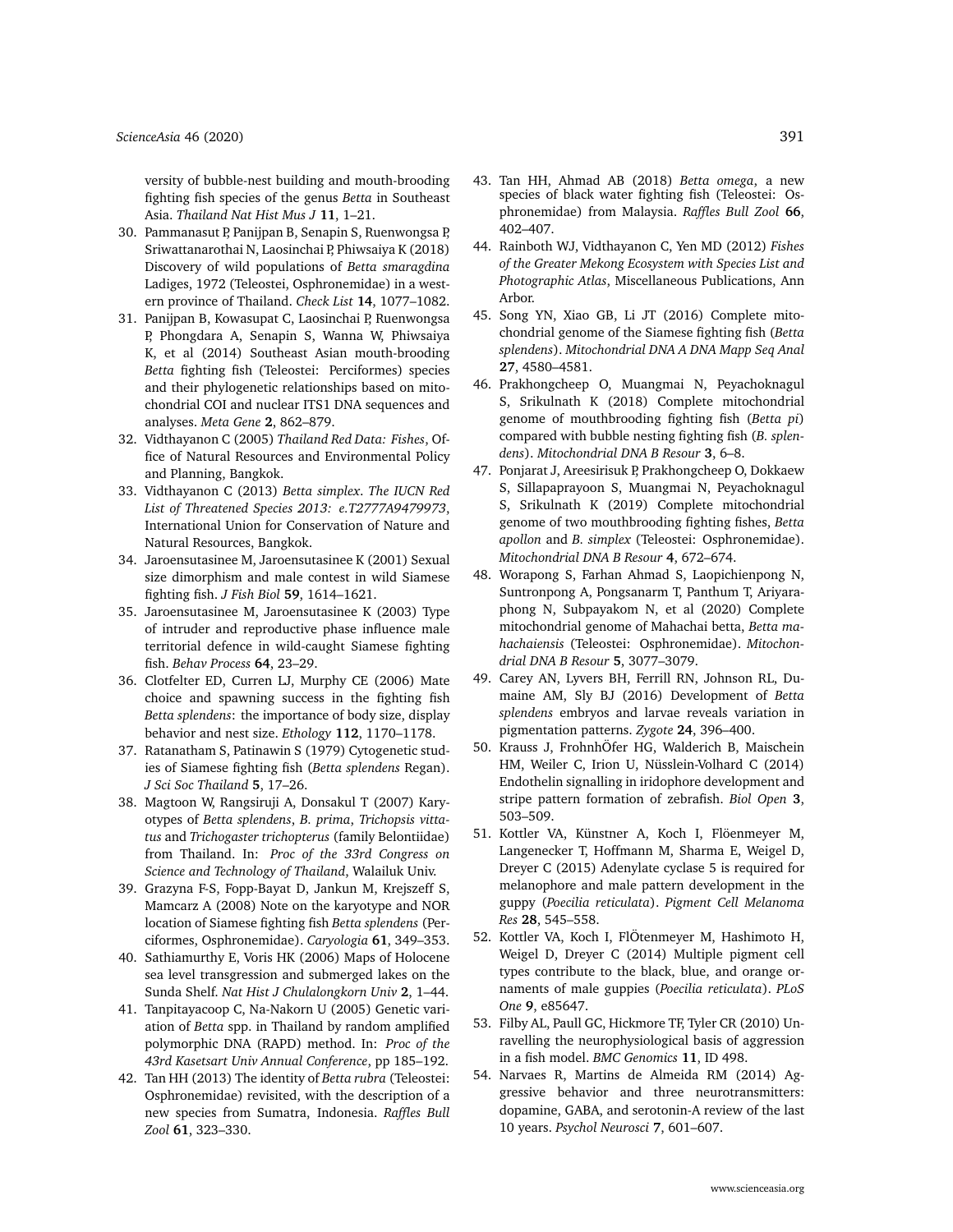versity of bubble-nest building and mouth-brooding fighting fish species of the genus *Betta* in Southeast Asia. *Thailand Nat Hist Mus J* **11**, 1–21.

30. Pammanasut P, Panijpan B, Senapin S, Ruenwongsa P, Sriwattanarothai N, Laosinchai P, Phiwsaiya K (2018) Discovery of wild populations of *Betta smaragdina* Ladiges, 1972 (Teleostei, Osphronemidae) in a western province of Thailand. *Check List* **14**, 1077–1082.
31. Panijpan B, Kowasupat C, Laosinchai P, Ruenwongsa P, Phongdara A, Senapin S, Wanna W, Phiwsaiya K, et al (2014) Southeast Asian mouth-brooding *Betta* fighting fish (Teleostei: Perciformes) species and their phylogenetic relationships based on mitochondrial COI and nuclear ITS1 DNA sequences and analyses. *Meta Gene* **2**, 862–879.
32. Vidthayanon C (2005) *Thailand Red Data: Fishes*, Office of Natural Resources and Environmental Policy and Planning, Bangkok.
33. Vidthayanon C (2013) *Betta simplex*. *The IUCN Red List of Threatened Species 2013: e.T2777A9479973*, International Union for Conservation of Nature and Natural Resources, Bangkok.
34. Jaroensutasinee M, Jaroensutasinee K (2001) Sexual size dimorphism and male contest in wild Siamese fighting fish. *J Fish Biol* **59**, 1614–1621.
35. Jaroensutasinee M, Jaroensutasinee K (2003) Type of intruder and reproductive phase influence male territorial defence in wild-caught Siamese fighting fish. *Behav Process* **64**, 23–29.
36. Clotfelter ED, Curren LJ, Murphy CE (2006) Mate choice and spawning success in the fighting fish *Betta splendens*: the importance of body size, display behavior and nest size. *Ethology* **112**, 1170–1178.
37. Ratanatham S, Patinawin S (1979) Cytogenetic studies of Siamese fighting fish (*Betta splendens* Regan). *J Sci Soc Thailand* **5**, 17–26.
38. Magtoon W, Rangsiruji A, Donsakul T (2007) Karyotypes of *Betta splendens*, *B. prima*, *Trichopsis vittatus* and *Trichogaster trichopterus* (family Belontiidae) from Thailand. In: *Proc of the 33rd Congress on Science and Technology of Thailand*, Walailuk Univ.
39. Grazyna F-S, Fopp-Bayat D, Jankun M, Krejszeff S, Mamcarz A (2008) Note on the karyotype and NOR location of Siamese fighting fish *Betta splendens* (Perciformes, Osphronemidae). *Caryologia* **61**, 349–353.
40. Sathiamurthy E, Voris HK (2006) Maps of Holocene sea level transgression and submerged lakes on the Sunda Shelf. *Nat Hist J Chulalongkorn Univ* **2**, 1–44.
41. Tanpitayacoop C, Na-Nakorn U (2005) Genetic variation of *Betta* spp. in Thailand by random amplified polymorphic DNA (RAPD) method. In: *Proc of the 43rd Kasetsart Univ Annual Conference*, pp 185–192.
42. Tan HH (2013) The identity of *Betta rubra* (Teleostei: Osphronemidae) revisited, with the description of a new species from Sumatra, Indonesia. *Raffles Bull Zool* **61**, 323–330.
43. Tan HH, Ahmad AB (2018) *Betta omega*, a new species of black water fighting fish (Teleostei: Osphronemidae) from Malaysia. *Raffles Bull Zool* **66**, 402–407.
44. Rainboth WJ, Vidthayanon C, Yen MD (2012) *Fishes of the Greater Mekong Ecosystem with Species List and Photographic Atlas*, Miscellaneous Publications, Ann Arbor.
45. Song YN, Xiao GB, Li JT (2016) Complete mitochondrial genome of the Siamese fighting fish (*Betta splendens*). *Mitochondrial DNA A DNA Mapp Seq Anal* **27**, 4580–4581.
46. Prakhongcheep O, Muangmai N, Peyachoknagul S, Srikulnath K (2018) Complete mitochondrial genome of mouthbrooding fighting fish (*Betta pi*) compared with bubble nesting fighting fish (*B. splendens*). *Mitochondrial DNA B Resour* **3**, 6–8.
47. Ponjarat J, Areesirisuk P, Prakhongcheep O, Dokkaew S, Sillapaprayoon S, Muangmai N, Peyachoknagul S, Srikulnath K (2019) Complete mitochondrial genome of two mouthbrooding fighting fishes, *Betta apollon* and *B. simplex* (Teleostei: Osphronemidae). *Mitochondrial DNA B Resour* **4**, 672–674.
48. Worapong S, Farhan Ahmad S, Laopichienpong N, Suntronpong A, Pongsanarm T, Panthum T, Ariyaraphong N, Subpayakom N, et al (2020) Complete mitochondrial genome of Mahachai betta, *Betta mahachaiensis* (Teleostei: Osphronemidae). *Mitochondrial DNA B Resour* **5**, 3077–3079.
49. Carey AN, Lyvers BH, Ferrill RN, Johnson RL, Dumaine AM, Sly BJ (2016) Development of *Betta splendens* embryos and larvae reveals variation in pigmentation patterns. *Zygote* **24**, 396–400.
50. Krauss J, FrohnhÖfer HG, Walderich B, Maischein HM, Weiler C, Irion U, Nüsslein-Volhard C (2014) Endothelin signalling in iridophore development and stripe pattern formation of zebrafish. *Biol Open* **3**, 503–509.
51. Kottler VA, Künstner A, Koch I, Flöenmeyer M, Langenecker T, Hoffmann M, Sharma E, Weigel D, Dreyer C (2015) Adenylate cyclase 5 is required for melanophore and male pattern development in the guppy (*Poecilia reticulata*). *Pigment Cell Melanoma Res* **28**, 545–558.
52. Kottler VA, Koch I, FlÖtenmeyer M, Hashimoto H, Weigel D, Dreyer C (2014) Multiple pigment cell types contribute to the black, blue, and orange ornaments of male guppies (*Poecilia reticulata*). *PLoS One* **9**, e85647.
53. Filby AL, Paull GC, Hickmore TF, Tyler CR (2010) Unravelling the neurophysiological basis of aggression in a fish model. *BMC Genomics* **11**, ID 498.
54. Narvaes R, Martins de Almeida RM (2014) Aggressive behavior and three neurotransmitters: dopamine, GABA, and serotonin-A review of the last 10 years. *Psychol Neurosci* **7**, 601–607.